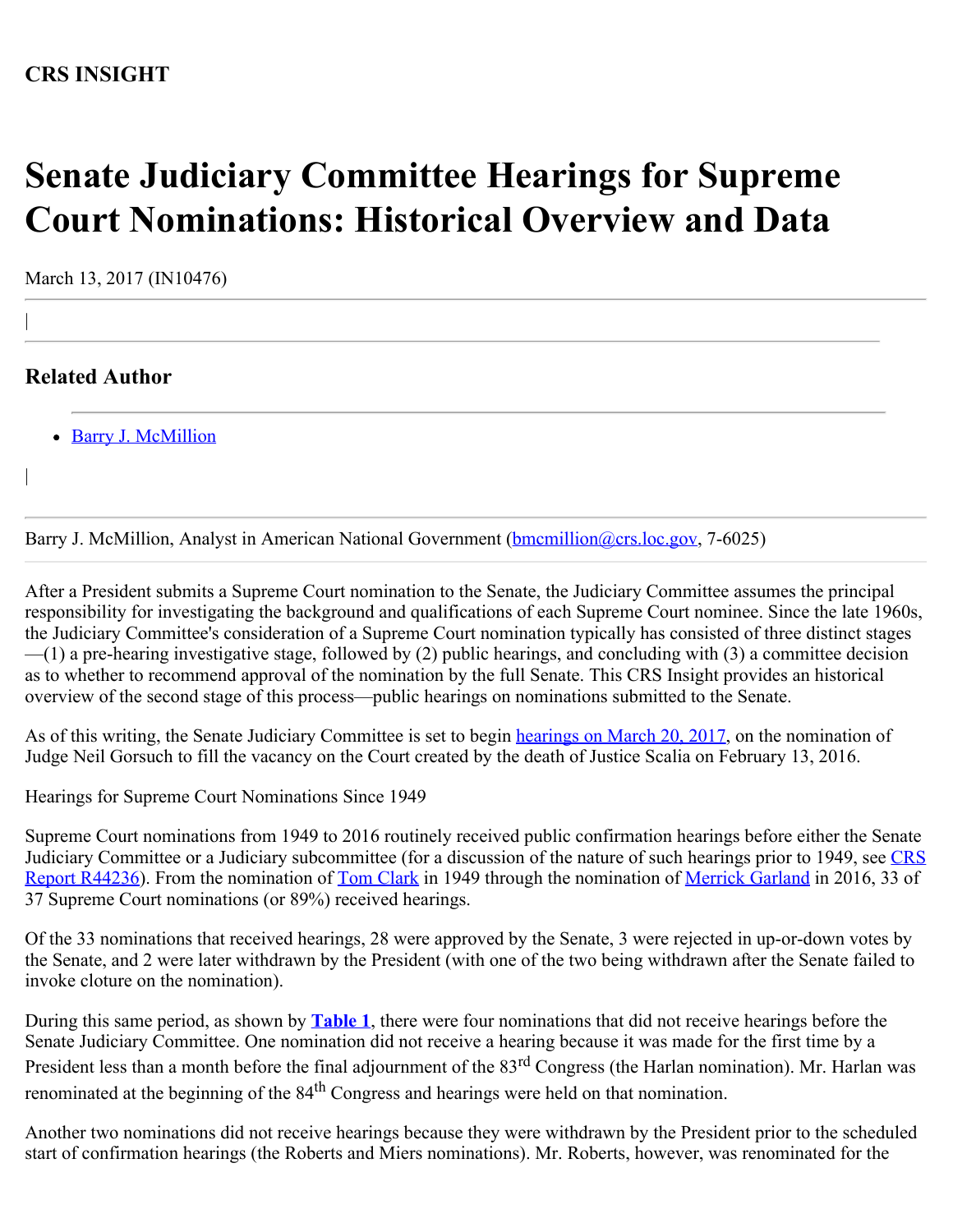**CRS INSIGHT**

# Senate Judiciary Committee Hearings for Supreme Court Nominations: Historical Overview and Data

March 13, 2017 (IN10476)

|

---

## Related Author

- Barry J. McMillion

|

---

Barry J. McMillion, Analyst in American National Government (bmcmillion@crs.loc.gov, 7-6025)

After a President submits a Supreme Court nomination to the Senate, the Judiciary Committee assumes the principal responsibility for investigating the background and qualifications of each Supreme Court nominee. Since the late 1960s, the Judiciary Committee's consideration of a Supreme Court nomination typically has consisted of three distinct stages—(1) a pre-hearing investigative stage, followed by (2) public hearings, and concluding with (3) a committee decision as to whether to recommend approval of the nomination by the full Senate. This CRS Insight provides an historical overview of the second stage of this process—public hearings on nominations submitted to the Senate.

As of this writing, the Senate Judiciary Committee is set to begin hearings on March 20, 2017, on the nomination of Judge Neil Gorsuch to fill the vacancy on the Court created by the death of Justice Scalia on February 13, 2016.

Hearings for Supreme Court Nominations Since 1949

Supreme Court nominations from 1949 to 2016 routinely received public confirmation hearings before either the Senate Judiciary Committee or a Judiciary subcommittee (for a discussion of the nature of such hearings prior to 1949, see CRS Report R44236). From the nomination of Tom Clark in 1949 through the nomination of Merrick Garland in 2016, 33 of 37 Supreme Court nominations (or 89%) received hearings.

Of the 33 nominations that received hearings, 28 were approved by the Senate, 3 were rejected in up-or-down votes by the Senate, and 2 were later withdrawn by the President (with one of the two being withdrawn after the Senate failed to invoke cloture on the nomination).

During this same period, as shown by **Table 1**, there were four nominations that did not receive hearings before the Senate Judiciary Committee. One nomination did not receive a hearing because it was made for the first time by a President less than a month before the final adjournment of the 83rd Congress (the Harlan nomination). Mr. Harlan was renominated at the beginning of the 84th Congress and hearings were held on that nomination.

Another two nominations did not receive hearings because they were withdrawn by the President prior to the scheduled start of confirmation hearings (the Roberts and Miers nominations). Mr. Roberts, however, was renominated for the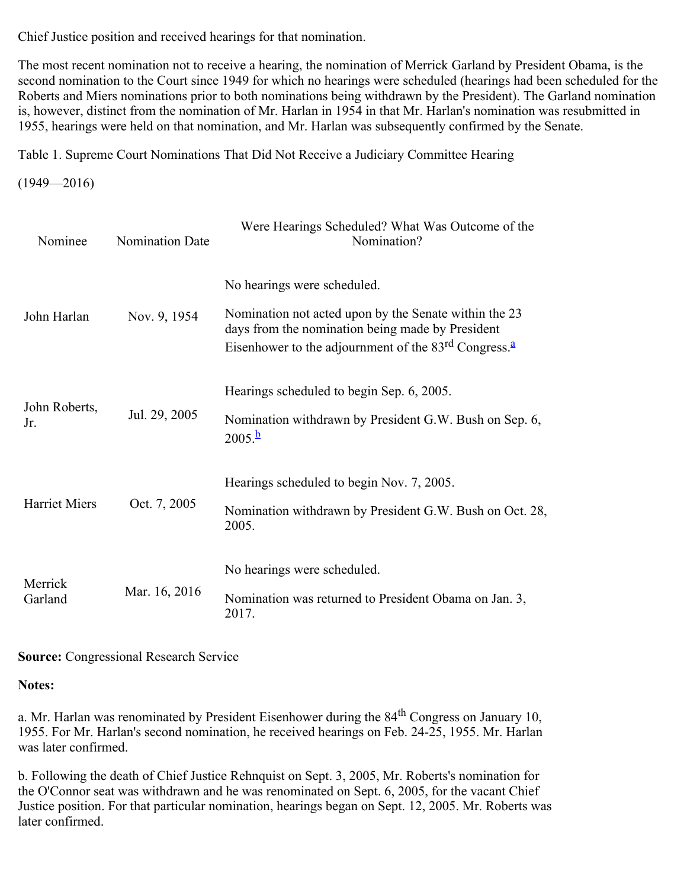Chief Justice position and received hearings for that nomination.

The most recent nomination not to receive a hearing, the nomination of Merrick Garland by President Obama, is the second nomination to the Court since 1949 for which no hearings were scheduled (hearings had been scheduled for the Roberts and Miers nominations prior to both nominations being withdrawn by the President). The Garland nomination is, however, distinct from the nomination of Mr. Harlan in 1954 in that Mr. Harlan's nomination was resubmitted in 1955, hearings were held on that nomination, and Mr. Harlan was subsequently confirmed by the Senate.

Table 1. Supreme Court Nominations That Did Not Receive a Judiciary Committee Hearing

(1949—2016)

| Nominee | Nomination Date | Were Hearings Scheduled? What Was Outcome of the Nomination? |
|---|---|---|
| John Harlan | Nov. 9, 1954 | No hearings were scheduled. Nomination not acted upon by the Senate within the 23 days from the nomination being made by President Eisenhower to the adjournment of the 83rd Congress.[a] |
| John Roberts, Jr. | Jul. 29, 2005 | Hearings scheduled to begin Sep. 6, 2005. Nomination withdrawn by President G.W. Bush on Sep. 6, 2005.[b] |
| Harriet Miers | Oct. 7, 2005 | Hearings scheduled to begin Nov. 7, 2005. Nomination withdrawn by President G.W. Bush on Oct. 28, 2005. |
| Merrick Garland | Mar. 16, 2016 | No hearings were scheduled. Nomination was returned to President Obama on Jan. 3, 2017. |

**Source:** Congressional Research Service

**Notes:**

a. Mr. Harlan was renominated by President Eisenhower during the 84th Congress on January 10, 1955. For Mr. Harlan's second nomination, he received hearings on Feb. 24-25, 1955. Mr. Harlan was later confirmed.

b. Following the death of Chief Justice Rehnquist on Sept. 3, 2005, Mr. Roberts's nomination for the O'Connor seat was withdrawn and he was renominated on Sept. 6, 2005, for the vacant Chief Justice position. For that particular nomination, hearings began on Sept. 12, 2005. Mr. Roberts was later confirmed.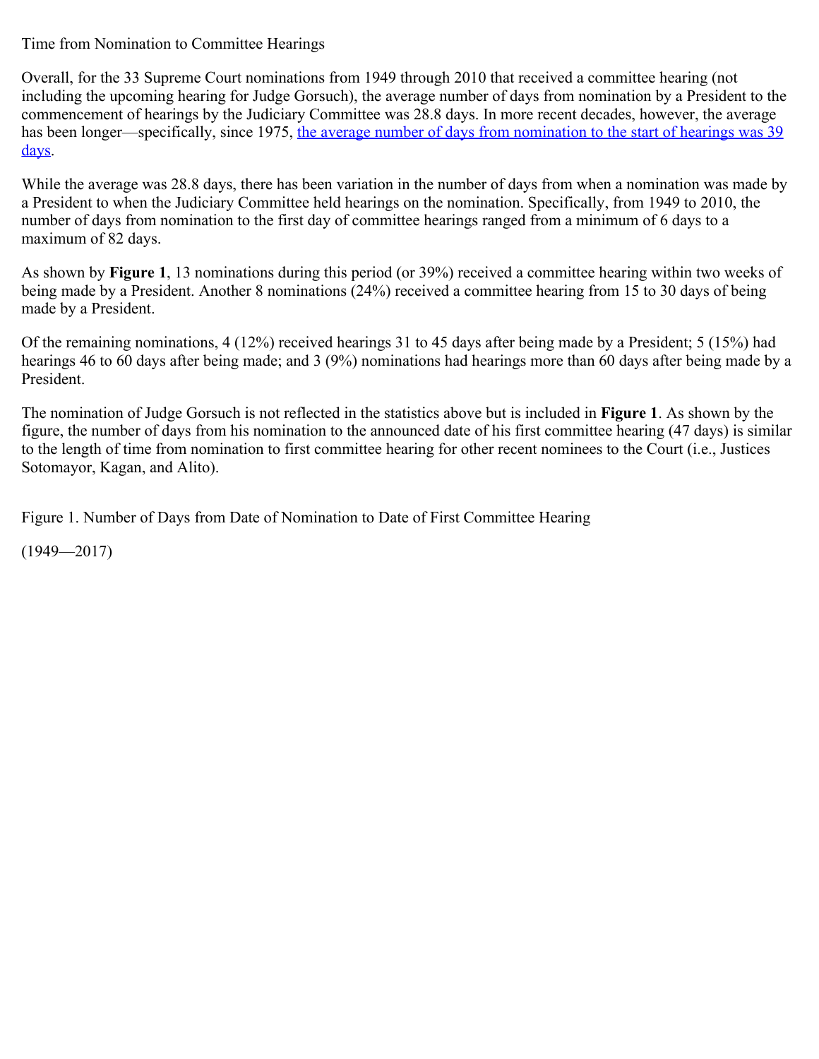Time from Nomination to Committee Hearings

Overall, for the 33 Supreme Court nominations from 1949 through 2010 that received a committee hearing (not including the upcoming hearing for Judge Gorsuch), the average number of days from nomination by a President to the commencement of hearings by the Judiciary Committee was 28.8 days. In more recent decades, however, the average has been longer—specifically, since 1975, the average number of days from nomination to the start of hearings was 39 days.

While the average was 28.8 days, there has been variation in the number of days from when a nomination was made by a President to when the Judiciary Committee held hearings on the nomination. Specifically, from 1949 to 2010, the number of days from nomination to the first day of committee hearings ranged from a minimum of 6 days to a maximum of 82 days.

As shown by **Figure 1**, 13 nominations during this period (or 39%) received a committee hearing within two weeks of being made by a President. Another 8 nominations (24%) received a committee hearing from 15 to 30 days of being made by a President.

Of the remaining nominations, 4 (12%) received hearings 31 to 45 days after being made by a President; 5 (15%) had hearings 46 to 60 days after being made; and 3 (9%) nominations had hearings more than 60 days after being made by a President.

The nomination of Judge Gorsuch is not reflected in the statistics above but is included in **Figure 1**. As shown by the figure, the number of days from his nomination to the announced date of his first committee hearing (47 days) is similar to the length of time from nomination to first committee hearing for other recent nominees to the Court (i.e., Justices Sotomayor, Kagan, and Alito).

Figure 1. Number of Days from Date of Nomination to Date of First Committee Hearing

(1949—2017)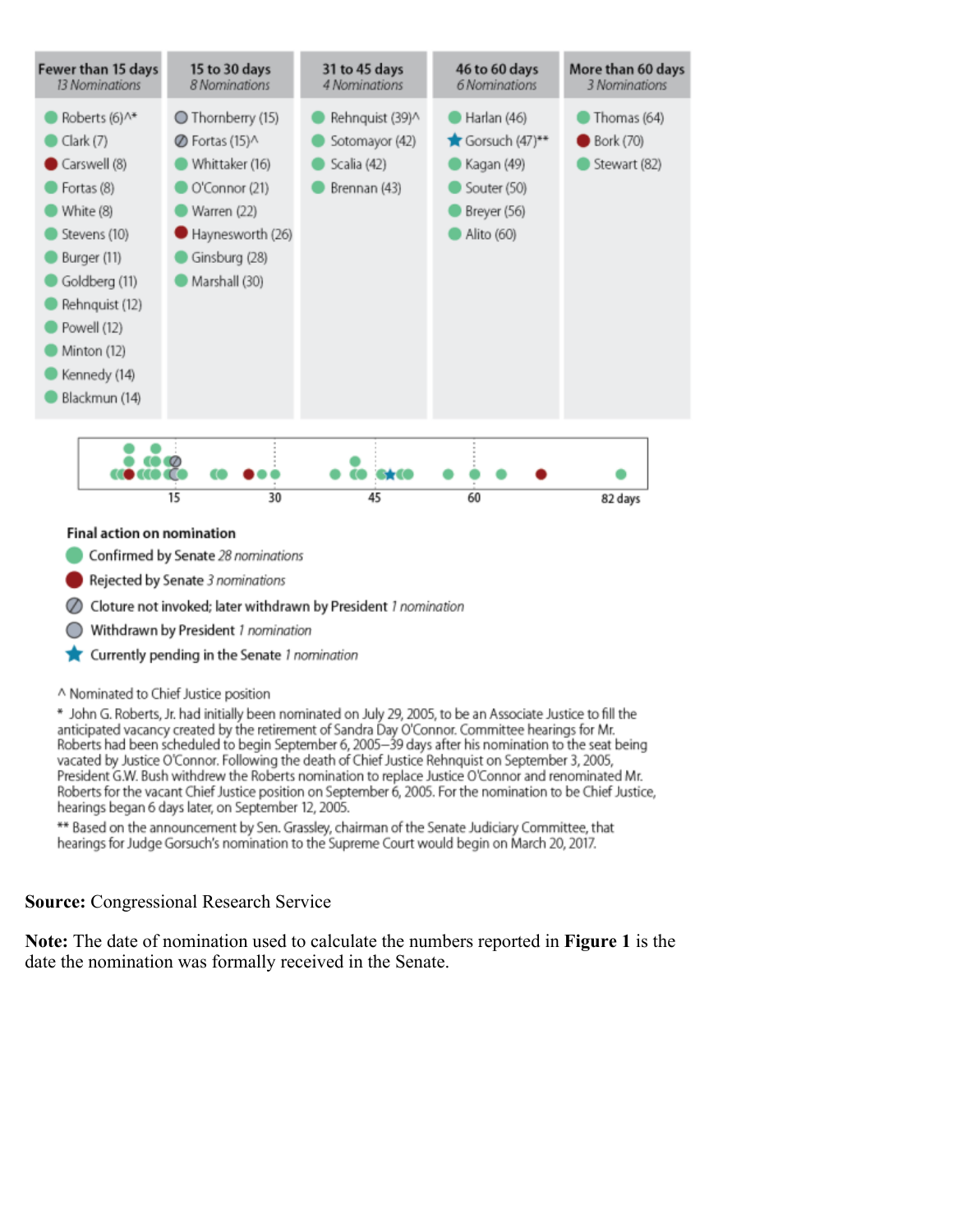Fewer than 15 days
13 Nominations

Roberts (6)^*
Clark (7)
Carswell (8)
Fortas (8)
White (8)
Stevens (10)
Burger (11)
Goldberg (11)
Rehnquist (12)
Powell (12)
Minton (12)
Kennedy (14)
Blackmun (14)

15 to 30 days
8 Nominations

Thornberry (15)
Fortas (15)^
Whittaker (16)
O'Connor (21)
Warren (22)
Haynesworth (26)
Ginsburg (28)
Marshall (30)

31 to 45 days
4 Nominations

Rehnquist (39)^
Sotomayor (42)
Scalia (42)
Brennan (43)

46 to 60 days
6 Nominations

Harlan (46)
Gorsuch (47)**
Kagan (49)
Souter (50)
Breyer (56)
Alito (60)

More than 60 days
3 Nominations

Thomas (64)
Bork (70)
Stewart (82)

15
30
45
60
82 days

**Final action on nomination**

Confirmed by Senate *28 nominations*

Rejected by Senate *3 nominations*

Cloture not invoked; later withdrawn by President *1 nomination*

Withdrawn by President *1 nomination*

Currently pending in the Senate *1 nomination*

^ Nominated to Chief Justice position

\* John G. Roberts, Jr. had initially been nominated on July 29, 2005, to be an Associate Justice to fill the anticipated vacancy created by the retirement of Sandra Day O'Connor. Committee hearings for Mr. Roberts had been scheduled to begin September 6, 2005—39 days after his nomination to the seat being vacated by Justice O'Connor. Following the death of Chief Justice Rehnquist on September 3, 2005, President G.W. Bush withdrew the Roberts nomination to replace Justice O'Connor and renominated Mr. Roberts for the vacant Chief Justice position on September 6, 2005. For the nomination to be Chief Justice, hearings began 6 days later, on September 12, 2005.

** Based on the announcement by Sen. Grassley, chairman of the Senate Judiciary Committee, that hearings for Judge Gorsuch's nomination to the Supreme Court would begin on March 20, 2017.

**Source:** Congressional Research Service

**Note:** The date of nomination used to calculate the numbers reported in **Figure 1** is the date the nomination was formally received in the Senate.